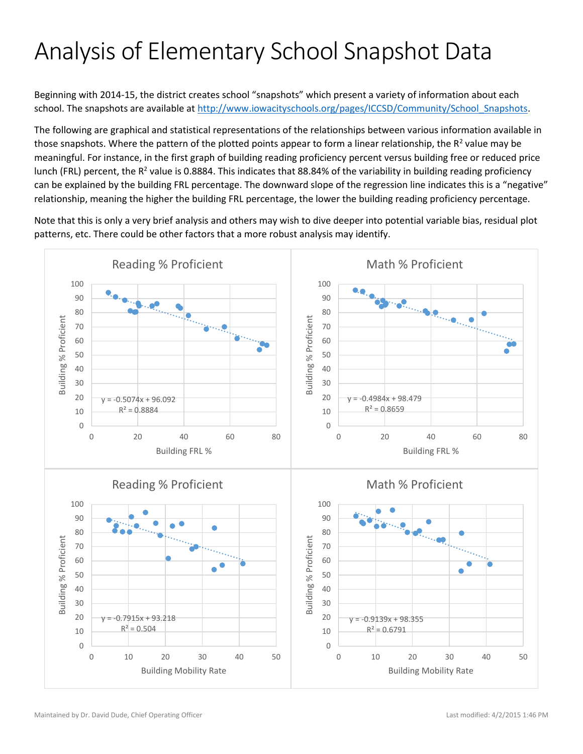# Analysis of Elementary School Snapshot Data

Beginning with 2014-15, the district creates school "snapshots" which present a variety of information about each school. The snapshots are available at http://www.iowacityschools.org/pages/ICCSD/Community/School_Snapshots.

The following are graphical and statistical representations of the relationships between various information available in those snapshots. Where the pattern of the plotted points appear to form a linear relationship, the $R^2$ value may be meaningful. For instance, in the first graph of building reading proficiency percent versus building free or reduced price lunch (FRL) percent, the $R^2$ value is 0.8884. This indicates that 88.84% of the variability in building reading proficiency can be explained by the building FRL percentage. The downward slope of the regression line indicates this is a "negative" relationship, meaning the higher the building FRL percentage, the lower the building reading proficiency percentage.

Note that this is only a very brief analysis and others may wish to dive deeper into potential variable bias, residual plot patterns, etc. There could be other factors that a more robust analysis may identify.

**Reading % Proficient** (Building % Proficient vs. Building FRL %)

$y = -0.5074x + 96.092$

$R^2 = 0.8884$

**Math % Proficient** (Building % Proficient vs. Building FRL %)

$y = -0.4984x + 98.479$

$R^2 = 0.8659$

**Reading % Proficient** (Building % Proficient vs. Building Mobility Rate)

$y = -0.7915x + 93.218$

$R^2 = 0.504$

**Math % Proficient** (Building % Proficient vs. Building Mobility Rate)

$y = -0.9139x + 98.355$

$R^2 = 0.6791$

Maintained by Dr. David Dude, Chief Operating Officer

Last modified: 4/2/2015 1:46 PM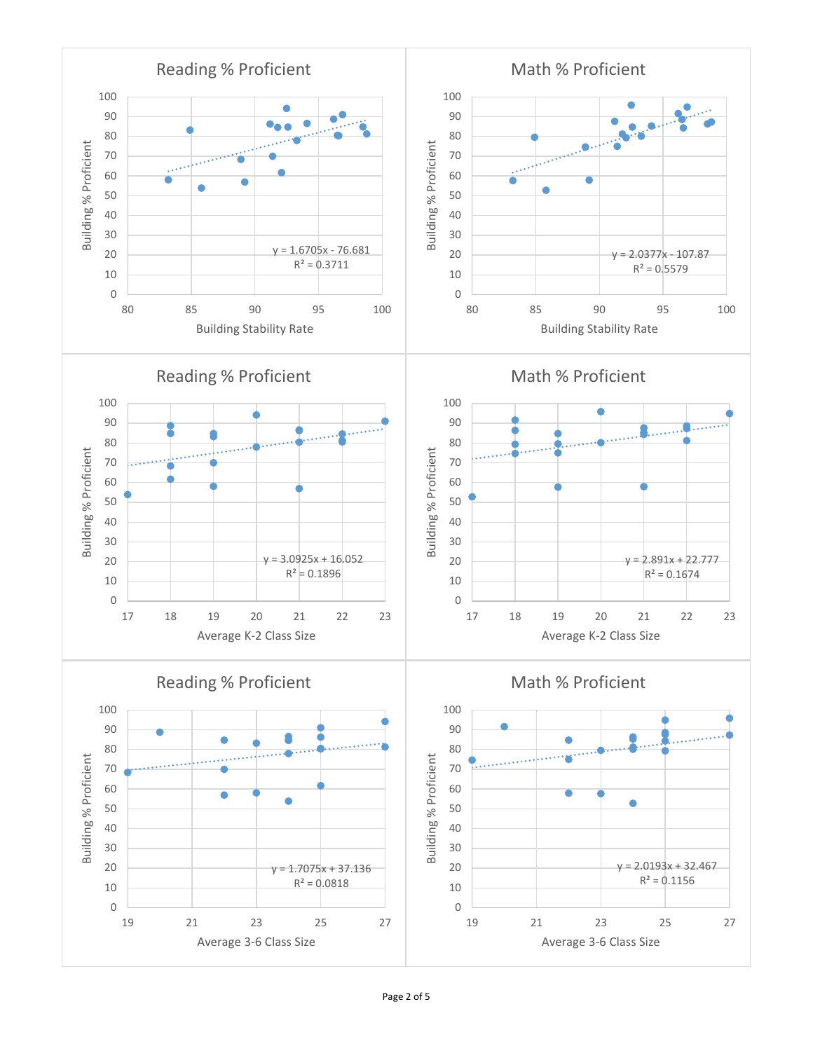## Reading % Proficient

Building Stability Rate vs. Building % Proficient

$y = 1.6705x - 76.681$

$R^2 = 0.3711$

## Math % Proficient

Building Stability Rate vs. Building % Proficient

$y = 2.0377x - 107.87$

$R^2 = 0.5579$

## Reading % Proficient

Average K-2 Class Size vs. Building % Proficient

$y = 3.0925x + 16.052$

$R^2 = 0.1896$

## Math % Proficient

Average K-2 Class Size vs. Building % Proficient

$y = 2.891x + 22.777$

$R^2 = 0.1674$

## Reading % Proficient

Average 3-6 Class Size vs. Building % Proficient

$y = 1.7075x + 37.136$

$R^2 = 0.0818$

## Math % Proficient

Average 3-6 Class Size vs. Building % Proficient

$y = 2.0193x + 32.467$

$R^2 = 0.1156$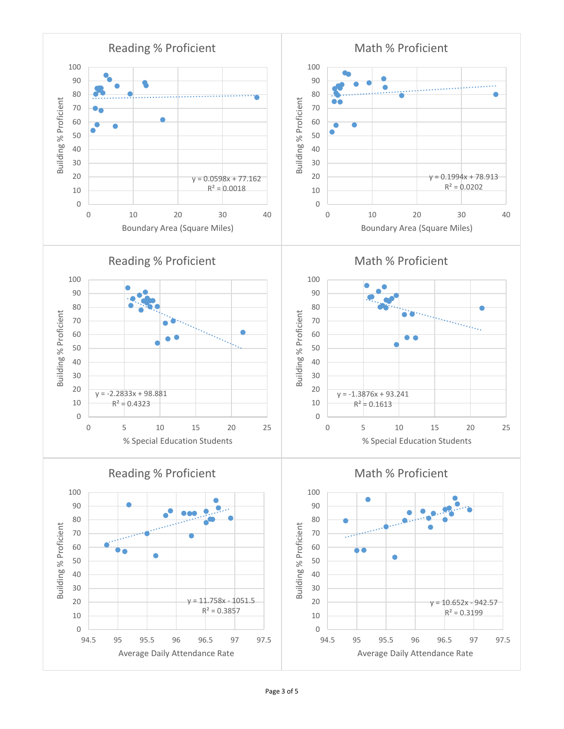## Reading % Proficient

Building % Proficient vs. Boundary Area (Square Miles)

$y = 0.0598x + 77.162$
$R^2 = 0.0018$

## Math % Proficient

Building % Proficient vs. Boundary Area (Square Miles)

$y = 0.1994x + 78.913$
$R^2 = 0.0202$

## Reading % Proficient

Building % Proficient vs. % Special Education Students

$y = -2.2833x + 98.881$
$R^2 = 0.4323$

## Math % Proficient

Building % Proficient vs. % Special Education Students

$y = -1.3876x + 93.241$
$R^2 = 0.1613$

## Reading % Proficient

Building % Proficient vs. Average Daily Attendance Rate

$y = 11.758x - 1051.5$
$R^2 = 0.3857$

## Math % Proficient

Building % Proficient vs. Average Daily Attendance Rate

$y = 10.652x - 942.57$
$R^2 = 0.3199$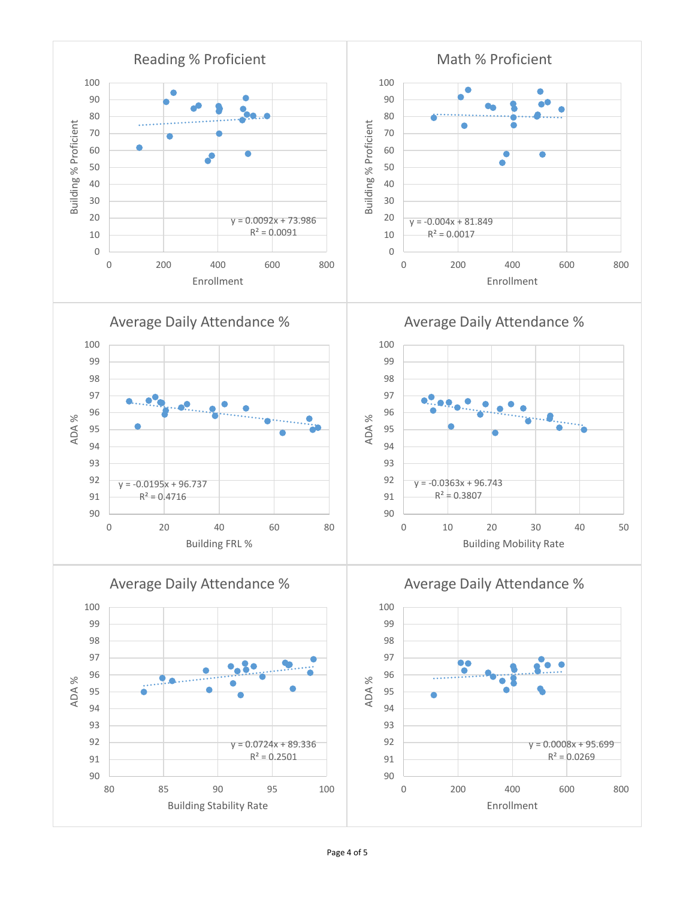## Reading % Proficient

Building % Proficient vs. Enrollment

$y = 0.0092x + 73.986$
$R^2 = 0.0091$

## Math % Proficient

Building % Proficient vs. Enrollment

$y = -0.004x + 81.849$
$R^2 = 0.0017$

## Average Daily Attendance %

ADA % vs. Building FRL %

$y = -0.0195x + 96.737$
$R^2 = 0.4716$

## Average Daily Attendance %

ADA % vs. Building Mobility Rate

$y = -0.0363x + 96.743$
$R^2 = 0.3807$

## Average Daily Attendance %

ADA % vs. Building Stability Rate

$y = 0.0724x + 89.336$
$R^2 = 0.2501$

## Average Daily Attendance %

ADA % vs. Enrollment

$y = 0.0008x + 95.699$
$R^2 = 0.0269$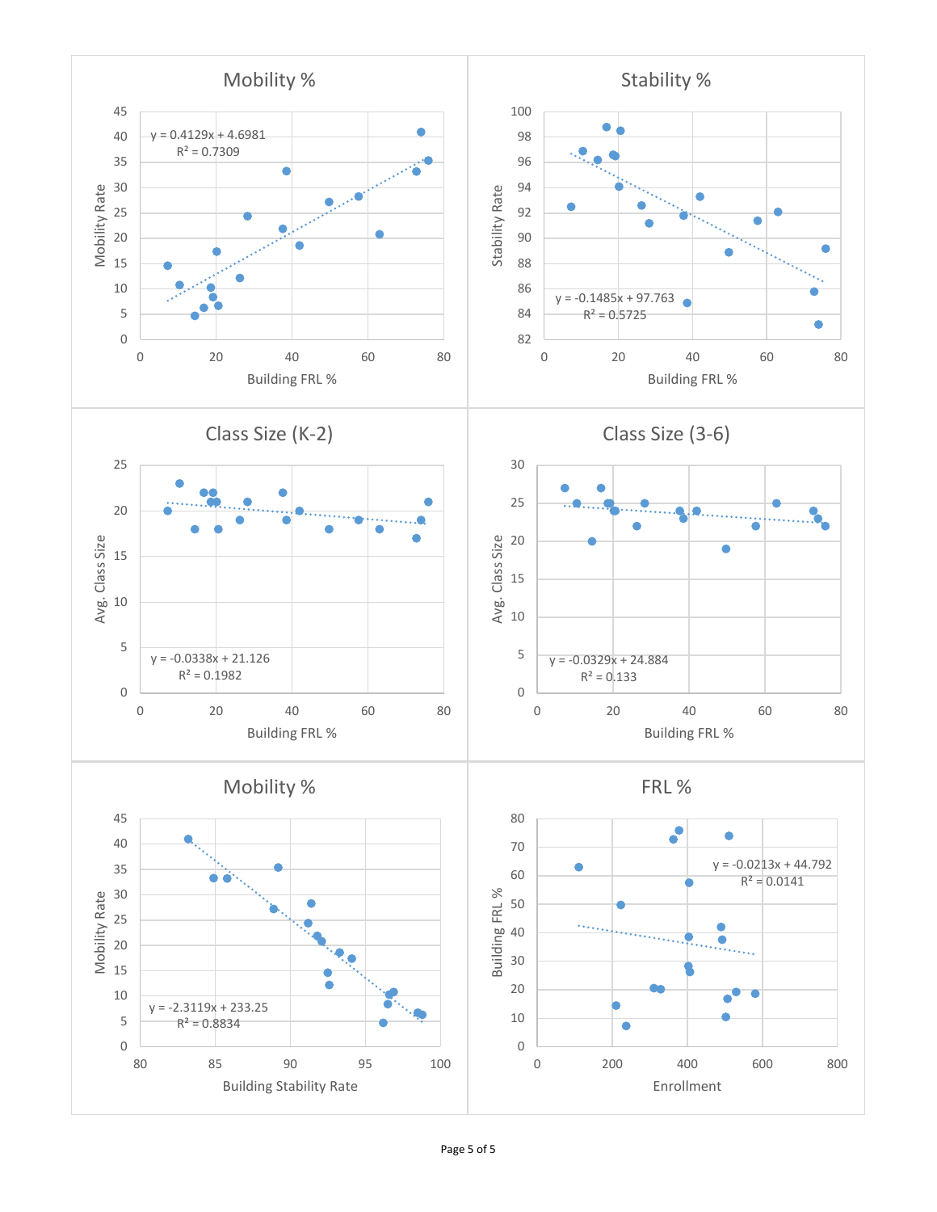Mobility %

y = 0.4129x + 4.6981
$R^2$ = 0.7309

Mobility Rate

Building FRL %

0 5 10 15 20 25 30 35 40 45

0 20 40 60 80

Stability %

y = -0.1485x + 97.763
$R^2$ = 0.5725

Stability Rate

Building FRL %

82 84 86 88 90 92 94 96 98 100

0 20 40 60 80

Class Size (K-2)

y = -0.0338x + 21.126
$R^2$ = 0.1982

Avg. Class Size

Building FRL %

0 5 10 15 20 25

0 20 40 60 80

Class Size (3-6)

y = -0.0329x + 24.884
$R^2$ = 0.133

Avg. Class Size

Building FRL %

0 5 10 15 20 25 30

0 20 40 60 80

Mobility %

y = -2.3119x + 233.25
$R^2$ = 0.8834

Mobility Rate

Building Stability Rate

0 5 10 15 20 25 30 35 40 45

80 85 90 95 100

FRL %

y = -0.0213x + 44.792
$R^2$ = 0.0141

Building FRL %

Enrollment

0 10 20 30 40 50 60 70 80

0 200 400 600 800